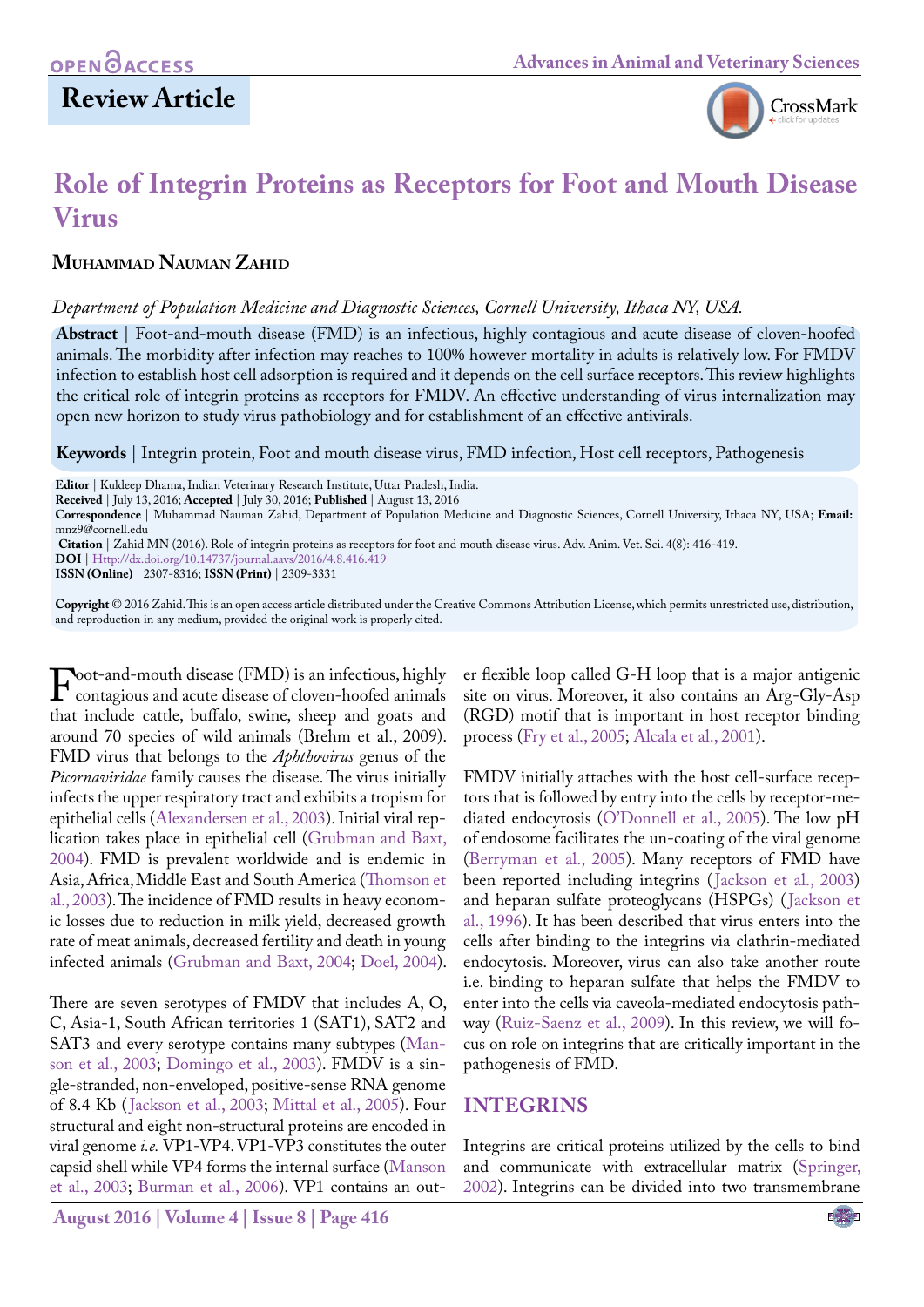OPEN ACCESS

**Review Article**

# Role of Integrin Proteins as Receptors for Foot and Mouth Disease Virus

**Muhammad Nauman Zahid**

*Department of Population Medicine and Diagnostic Sciences, Cornell University, Ithaca NY, USA.*

**Abstract** | Foot-and-mouth disease (FMD) is an infectious, highly contagious and acute disease of cloven-hoofed animals. The morbidity after infection may reaches to 100% however mortality in adults is relatively low. For FMDV infection to establish host cell adsorption is required and it depends on the cell surface receptors. This review highlights the critical role of integrin proteins as receptors for FMDV. An effective understanding of virus internalization may open new horizon to study virus pathobiology and for establishment of an effective antivirals.

**Keywords** | Integrin protein, Foot and mouth disease virus, FMD infection, Host cell receptors, Pathogenesis

**Editor** | Kuldeep Dhama, Indian Veterinary Research Institute, Uttar Pradesh, India.
**Received** | July 13, 2016; **Accepted** | July 30, 2016; **Published** | August 13, 2016
**Correspondence** | Muhammad Nauman Zahid, Department of Population Medicine and Diagnostic Sciences, Cornell University, Ithaca NY, USA; **Email:** mnz9@cornell.edu
**Citation** | Zahid MN (2016). Role of integrin proteins as receptors for foot and mouth disease virus. Adv. Anim. Vet. Sci. 4(8): 416-419.
**DOI** | Http://dx.doi.org/10.14737/journal.aavs/2016/4.8.416.419
**ISSN (Online)** | 2307-8316; **ISSN (Print)** | 2309-3331

**Copyright** © 2016 Zahid. This is an open access article distributed under the Creative Commons Attribution License, which permits unrestricted use, distribution, and reproduction in any medium, provided the original work is properly cited.

Foot-and-mouth disease (FMD) is an infectious, highly contagious and acute disease of cloven-hoofed animals that include cattle, buffalo, swine, sheep and goats and around 70 species of wild animals (Brehm et al., 2009). FMD virus that belongs to the *Aphthovirus* genus of the *Picornaviridae* family causes the disease. The virus initially infects the upper respiratory tract and exhibits a tropism for epithelial cells (Alexandersen et al., 2003). Initial viral replication takes place in epithelial cell (Grubman and Baxt, 2004). FMD is prevalent worldwide and is endemic in Asia, Africa, Middle East and South America (Thomson et al., 2003). The incidence of FMD results in heavy economic losses due to reduction in milk yield, decreased growth rate of meat animals, decreased fertility and death in young infected animals (Grubman and Baxt, 2004; Doel, 2004).

There are seven serotypes of FMDV that includes A, O, C, Asia-1, South African territories 1 (SAT1), SAT2 and SAT3 and every serotype contains many subtypes (Manson et al., 2003; Domingo et al., 2003). FMDV is a single-stranded, non-enveloped, positive-sense RNA genome of 8.4 Kb (Jackson et al., 2003; Mittal et al., 2005). Four structural and eight non-structural proteins are encoded in viral genome *i.e.* VP1-VP4. VP1-VP3 constitutes the outer capsid shell while VP4 forms the internal surface (Manson et al., 2003; Burman et al., 2006). VP1 contains an outer flexible loop called G-H loop that is a major antigenic site on virus. Moreover, it also contains an Arg-Gly-Asp (RGD) motif that is important in host receptor binding process (Fry et al., 2005; Alcala et al., 2001).

FMDV initially attaches with the host cell-surface receptors that is followed by entry into the cells by receptor-mediated endocytosis (O'Donnell et al., 2005). The low pH of endosome facilitates the un-coating of the viral genome (Berryman et al., 2005). Many receptors of FMD have been reported including integrins (Jackson et al., 2003) and heparan sulfate proteoglycans (HSPGs) (Jackson et al., 1996). It has been described that virus enters into the cells after binding to the integrins via clathrin-mediated endocytosis. Moreover, virus can also take another route i.e. binding to heparan sulfate that helps the FMDV to enter into the cells via caveola-mediated endocytosis pathway (Ruiz-Saenz et al., 2009). In this review, we will focus on role on integrins that are critically important in the pathogenesis of FMD.

## INTEGRINS

Integrins are critical proteins utilized by the cells to bind and communicate with extracellular matrix (Springer, 2002). Integrins can be divided into two transmembrane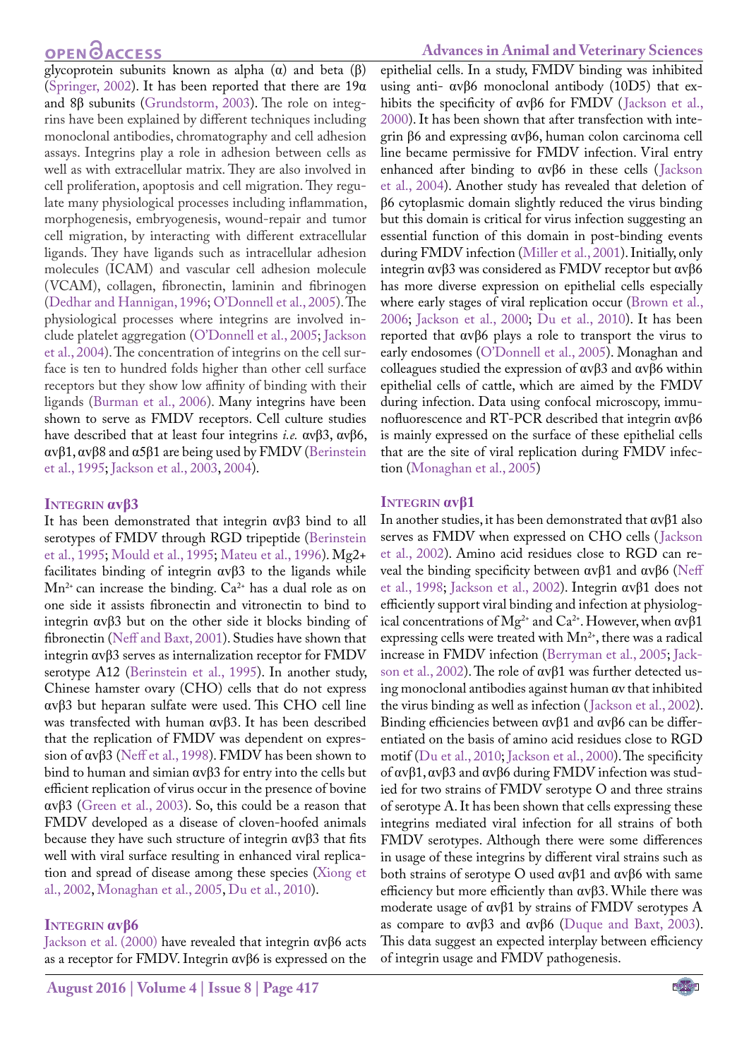glycoprotein subunits known as alpha (α) and beta (β) (Springer, 2002). It has been reported that there are 19α and 8β subunits (Grundstorm, 2003). The role on integrins have been explained by different techniques including monoclonal antibodies, chromatography and cell adhesion assays. Integrins play a role in adhesion between cells as well as with extracellular matrix. They are also involved in cell proliferation, apoptosis and cell migration. They regulate many physiological processes including inflammation, morphogenesis, embryogenesis, wound-repair and tumor cell migration, by interacting with different extracellular ligands. They have ligands such as intracellular adhesion molecules (ICAM) and vascular cell adhesion molecule (VCAM), collagen, fibronectin, laminin and fibrinogen (Dedhar and Hannigan, 1996; O'Donnell et al., 2005). The physiological processes where integrins are involved include platelet aggregation (O'Donnell et al., 2005; Jackson et al., 2004). The concentration of integrins on the cell surface is ten to hundred folds higher than other cell surface receptors but they show low affinity of binding with their ligands (Burman et al., 2006). Many integrins have been shown to serve as FMDV receptors. Cell culture studies have described that at least four integrins *i.e.* αvβ3, αvβ6, αvβ1, αvβ8 and α5β1 are being used by FMDV (Berinstein et al., 1995; Jackson et al., 2003, 2004).

## Integrin αvβ3

It has been demonstrated that integrin αvβ3 bind to all serotypes of FMDV through RGD tripeptide (Berinstein et al., 1995; Mould et al., 1995; Mateu et al., 1996). Mg2+ facilitates binding of integrin αvβ3 to the ligands while $Mn^{2+}$ can increase the binding. $Ca^{2+}$ has a dual role as on one side it assists fibronectin and vitronectin to bind to integrin αvβ3 but on the other side it blocks binding of fibronectin (Neff and Baxt, 2001). Studies have shown that integrin αvβ3 serves as internalization receptor for FMDV serotype A12 (Berinstein et al., 1995). In another study, Chinese hamster ovary (CHO) cells that do not express αvβ3 but heparan sulfate were used. This CHO cell line was transfected with human αvβ3. It has been described that the replication of FMDV was dependent on expression of αvβ3 (Neff et al., 1998). FMDV has been shown to bind to human and simian αvβ3 for entry into the cells but efficient replication of virus occur in the presence of bovine αvβ3 (Green et al., 2003). So, this could be a reason that FMDV developed as a disease of cloven-hoofed animals because they have such structure of integrin αvβ3 that fits well with viral surface resulting in enhanced viral replication and spread of disease among these species (Xiong et al., 2002, Monaghan et al., 2005, Du et al., 2010).

## Integrin αvβ6

Jackson et al. (2000) have revealed that integrin αvβ6 acts as a receptor for FMDV. Integrin αvβ6 is expressed on the epithelial cells. In a study, FMDV binding was inhibited using anti- αvβ6 monoclonal antibody (10D5) that exhibits the specificity of αvβ6 for FMDV (Jackson et al., 2000). It has been shown that after transfection with integrin β6 and expressing αvβ6, human colon carcinoma cell line became permissive for FMDV infection. Viral entry enhanced after binding to αvβ6 in these cells (Jackson et al., 2004). Another study has revealed that deletion of β6 cytoplasmic domain slightly reduced the virus binding but this domain is critical for virus infection suggesting an essential function of this domain in post-binding events during FMDV infection (Miller et al., 2001). Initially, only integrin αvβ3 was considered as FMDV receptor but αvβ6 has more diverse expression on epithelial cells especially where early stages of viral replication occur (Brown et al., 2006; Jackson et al., 2000; Du et al., 2010). It has been reported that αvβ6 plays a role to transport the virus to early endosomes (O'Donnell et al., 2005). Monaghan and colleagues studied the expression of αvβ3 and αvβ6 within epithelial cells of cattle, which are aimed by the FMDV during infection. Data using confocal microscopy, immunofluorescence and RT-PCR described that integrin αvβ6 is mainly expressed on the surface of these epithelial cells that are the site of viral replication during FMDV infection (Monaghan et al., 2005)

## Integrin αvβ1

In another studies, it has been demonstrated that αvβ1 also serves as FMDV when expressed on CHO cells (Jackson et al., 2002). Amino acid residues close to RGD can reveal the binding specificity between αvβ1 and αvβ6 (Neff et al., 1998; Jackson et al., 2002). Integrin αvβ1 does not efficiently support viral binding and infection at physiological concentrations of $Mg^{2+}$ and $Ca^{2+}$. However, when αvβ1 expressing cells were treated with $Mn^{2+}$, there was a radical increase in FMDV infection (Berryman et al., 2005; Jackson et al., 2002). The role of αvβ1 was further detected using monoclonal antibodies against human αv that inhibited the virus binding as well as infection (Jackson et al., 2002). Binding efficiencies between αvβ1 and αvβ6 can be differentiated on the basis of amino acid residues close to RGD motif (Du et al., 2010; Jackson et al., 2000). The specificity of αvβ1, αvβ3 and αvβ6 during FMDV infection was studied for two strains of FMDV serotype O and three strains of serotype A. It has been shown that cells expressing these integrins mediated viral infection for all strains of both FMDV serotypes. Although there were some differences in usage of these integrins by different viral strains such as both strains of serotype O used αvβ1 and αvβ6 with same efficiency but more efficiently than αvβ3. While there was moderate usage of αvβ1 by strains of FMDV serotypes A as compare to αvβ3 and αvβ6 (Duque and Baxt, 2003). This data suggest an expected interplay between efficiency of integrin usage and FMDV pathogenesis.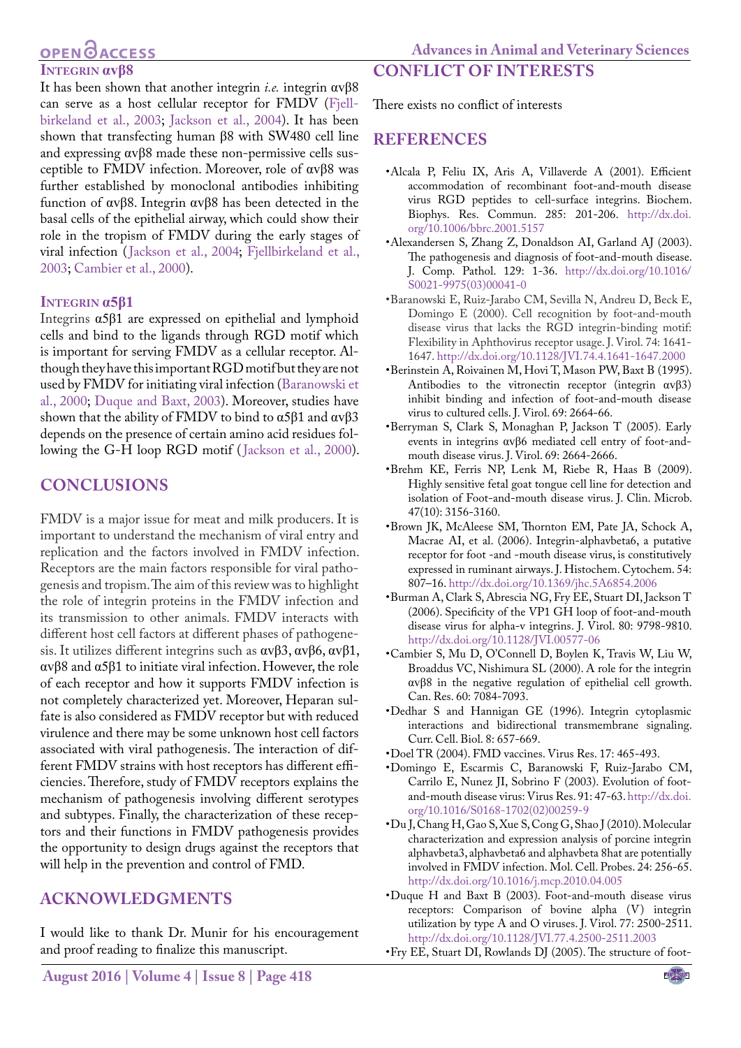### Integrin αvβ8

It has been shown that another integrin *i.e.* integrin αvβ8 can serve as a host cellular receptor for FMDV (Fjellbirkeland et al., 2003; Jackson et al., 2004). It has been shown that transfecting human β8 with SW480 cell line and expressing αvβ8 made these non-permissive cells susceptible to FMDV infection. Moreover, role of αvβ8 was further established by monoclonal antibodies inhibiting function of αvβ8. Integrin αvβ8 has been detected in the basal cells of the epithelial airway, which could show their role in the tropism of FMDV during the early stages of viral infection (Jackson et al., 2004; Fjellbirkeland et al., 2003; Cambier et al., 2000).

### Integrin α5β1

Integrins α5β1 are expressed on epithelial and lymphoid cells and bind to the ligands through RGD motif which is important for serving FMDV as a cellular receptor. Although they have this important RGD motif but they are not used by FMDV for initiating viral infection (Baranowski et al., 2000; Duque and Baxt, 2003). Moreover, studies have shown that the ability of FMDV to bind to α5β1 and αvβ3 depends on the presence of certain amino acid residues following the G-H loop RGD motif (Jackson et al., 2000).

## CONCLUSIONS

FMDV is a major issue for meat and milk producers. It is important to understand the mechanism of viral entry and replication and the factors involved in FMDV infection. Receptors are the main factors responsible for viral pathogenesis and tropism. The aim of this review was to highlight the role of integrin proteins in the FMDV infection and its transmission to other animals. FMDV interacts with different host cell factors at different phases of pathogenesis. It utilizes different integrins such as αvβ3, αvβ6, αvβ1, αvβ8 and α5β1 to initiate viral infection. However, the role of each receptor and how it supports FMDV infection is not completely characterized yet. Moreover, Heparan sulfate is also considered as FMDV receptor but with reduced virulence and there may be some unknown host cell factors associated with viral pathogenesis. The interaction of different FMDV strains with host receptors has different efficiencies. Therefore, study of FMDV receptors explains the mechanism of pathogenesis involving different serotypes and subtypes. Finally, the characterization of these receptors and their functions in FMDV pathogenesis provides the opportunity to design drugs against the receptors that will help in the prevention and control of FMD.

## ACKNOWLEDGMENTS

I would like to thank Dr. Munir for his encouragement and proof reading to finalize this manuscript.

## CONFLICT OF INTERESTS

There exists no conflict of interests

## REFERENCES

- Alcala P, Feliu IX, Aris A, Villaverde A (2001). Efficient accommodation of recombinant foot-and-mouth disease virus RGD peptides to cell-surface integrins. Biochem. Biophys. Res. Commun. 285: 201-206. http://dx.doi.org/10.1006/bbrc.2001.5157
- Alexandersen S, Zhang Z, Donaldson AI, Garland AJ (2003). The pathogenesis and diagnosis of foot-and-mouth disease. J. Comp. Pathol. 129: 1-36. http://dx.doi.org/10.1016/S0021-9975(03)00041-0
- Baranowski E, Ruiz-Jarabo CM, Sevilla N, Andreu D, Beck E, Domingo E (2000). Cell recognition by foot-and-mouth disease virus that lacks the RGD integrin-binding motif: Flexibility in Aphthovirus receptor usage. J. Virol. 74: 1641-1647. http://dx.doi.org/10.1128/JVI.74.4.1641-1647.2000
- Berinstein A, Roivainen M, Hovi T, Mason PW, Baxt B (1995). Antibodies to the vitronectin receptor (integrin αvβ3) inhibit binding and infection of foot-and-mouth disease virus to cultured cells. J. Virol. 69: 2664-66.
- Berryman S, Clark S, Monaghan P, Jackson T (2005). Early events in integrins αvβ6 mediated cell entry of foot-and-mouth disease virus. J. Virol. 69: 2664-2666.
- Brehm KE, Ferris NP, Lenk M, Riebe R, Haas B (2009). Highly sensitive fetal goat tongue cell line for detection and isolation of Foot-and-mouth disease virus. J. Clin. Microb. 47(10): 3156-3160.
- Brown JK, McAleese SM, Thornton EM, Pate JA, Schock A, Macrae AI, et al. (2006). Integrin-alphavbeta6, a putative receptor for foot -and -mouth disease virus, is constitutively expressed in ruminant airways. J. Histochem. Cytochem. 54: 807–16. http://dx.doi.org/10.1369/jhc.5A6854.2006
- Burman A, Clark S, Abrescia NG, Fry EE, Stuart DI, Jackson T (2006). Specificity of the VP1 GH loop of foot-and-mouth disease virus for alpha-v integrins. J. Virol. 80: 9798-9810. http://dx.doi.org/10.1128/JVI.00577-06
- Cambier S, Mu D, O'Connell D, Boylen K, Travis W, Liu W, Broaddus VC, Nishimura SL (2000). A role for the integrin αvβ8 in the negative regulation of epithelial cell growth. Can. Res. 60: 7084-7093.
- Dedhar S and Hannigan GE (1996). Integrin cytoplasmic interactions and bidirectional transmembrane signaling. Curr. Cell. Biol. 8: 657-669.
- Doel TR (2004). FMD vaccines. Virus Res. 17: 465-493.
- Domingo E, Escarmis C, Baranowski F, Ruiz-Jarabo CM, Carrilo E, Nunez JI, Sobrino F (2003). Evolution of foot-and-mouth disease virus: Virus Res. 91: 47-63. http://dx.doi.org/10.1016/S0168-1702(02)00259-9
- Du J, Chang H, Gao S, Xue S, Cong G, Shao J (2010). Molecular characterization and expression analysis of porcine integrin alphavbeta3, alphavbeta6 and alphavbeta 8hat are potentially involved in FMDV infection. Mol. Cell. Probes. 24: 256-65. http://dx.doi.org/10.1016/j.mcp.2010.04.005
- Duque H and Baxt B (2003). Foot-and-mouth disease virus receptors: Comparison of bovine alpha (V) integrin utilization by type A and O viruses. J. Virol. 77: 2500-2511. http://dx.doi.org/10.1128/JVI.77.4.2500-2511.2003
- Fry EE, Stuart DI, Rowlands DJ (2005). The structure of foot-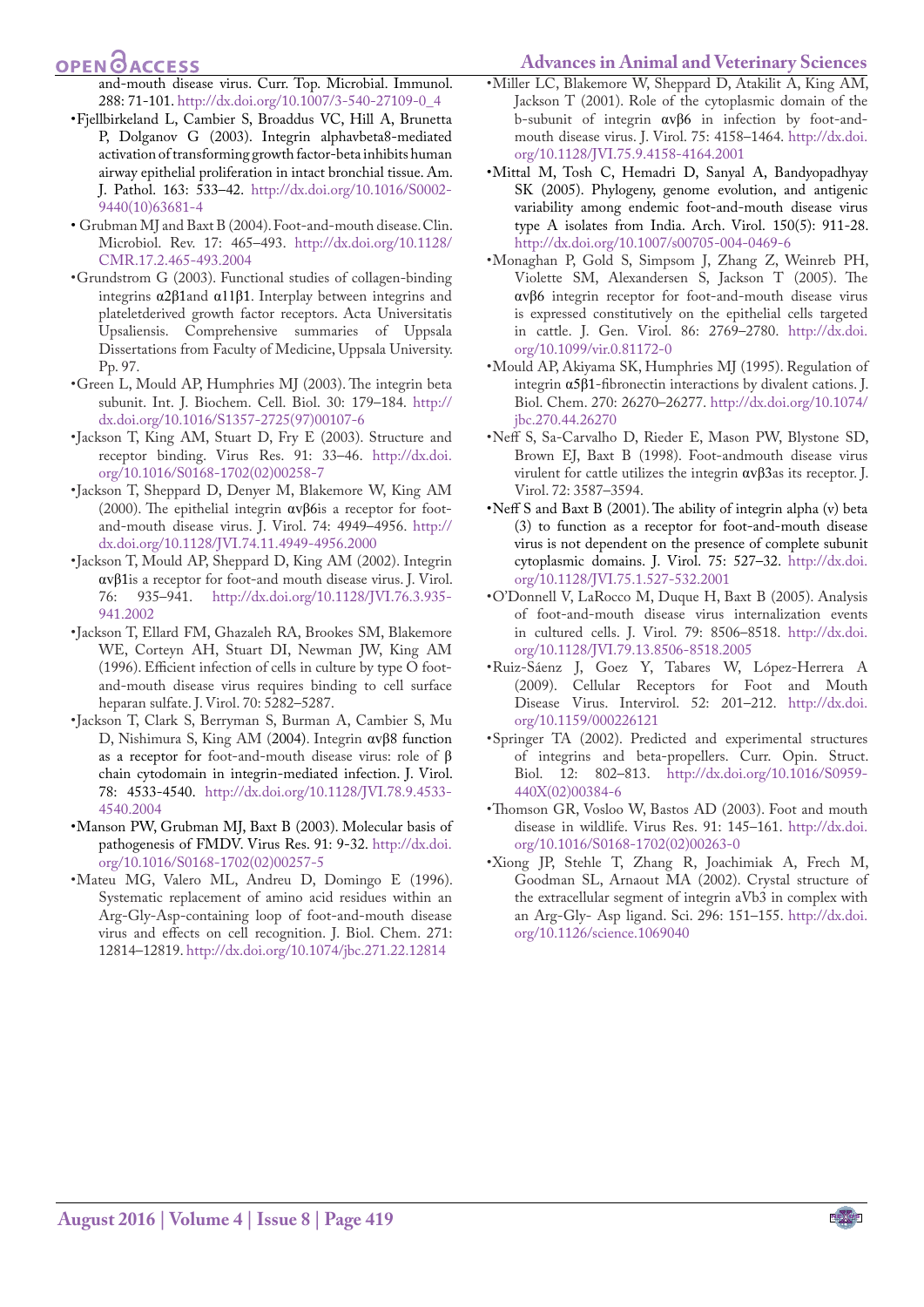and-mouth disease virus. Curr. Top. Microbial. Immunol. 288: 71-101. http://dx.doi.org/10.1007/3-540-27109-0_4

- Fjellbirkeland L, Cambier S, Broaddus VC, Hill A, Brunetta P, Dolganov G (2003). Integrin alphavbeta8-mediated activation of transforming growth factor-beta inhibits human airway epithelial proliferation in intact bronchial tissue. Am. J. Pathol. 163: 533–42. http://dx.doi.org/10.1016/S0002-9440(10)63681-4
- Grubman MJ and Baxt B (2004). Foot-and-mouth disease. Clin. Microbiol. Rev. 17: 465–493. http://dx.doi.org/10.1128/CMR.17.2.465-493.2004
- Grundstrom G (2003). Functional studies of collagen-binding integrins α2β1and α11β1. Interplay between integrins and plateletderived growth factor receptors. Acta Universitatis Upsaliensis. Comprehensive summaries of Uppsala Dissertations from Faculty of Medicine, Uppsala University. Pp. 97.
- Green L, Mould AP, Humphries MJ (2003). The integrin beta subunit. Int. J. Biochem. Cell. Biol. 30: 179–184. http://dx.doi.org/10.1016/S1357-2725(97)00107-6
- Jackson T, King AM, Stuart D, Fry E (2003). Structure and receptor binding. Virus Res. 91: 33–46. http://dx.doi.org/10.1016/S0168-1702(02)00258-7
- Jackson T, Sheppard D, Denyer M, Blakemore W, King AM (2000). The epithelial integrin αvβ6is a receptor for foot-and-mouth disease virus. J. Virol. 74: 4949–4956. http://dx.doi.org/10.1128/JVI.74.11.4949-4956.2000
- Jackson T, Mould AP, Sheppard D, King AM (2002). Integrin αvβ1is a receptor for foot-and mouth disease virus. J. Virol. 76: 935–941. http://dx.doi.org/10.1128/JVI.76.3.935-941.2002
- Jackson T, Ellard FM, Ghazaleh RA, Brookes SM, Blakemore WE, Corteyn AH, Stuart DI, Newman JW, King AM (1996). Efficient infection of cells in culture by type O foot-and-mouth disease virus requires binding to cell surface heparan sulfate. J. Virol. 70: 5282–5287.
- Jackson T, Clark S, Berryman S, Burman A, Cambier S, Mu D, Nishimura S, King AM (2004). Integrin αvβ8 function as a receptor for foot-and-mouth disease virus: role of β chain cytodomain in integrin-mediated infection. J. Virol. 78: 4533-4540. http://dx.doi.org/10.1128/JVI.78.9.4533-4540.2004
- Manson PW, Grubman MJ, Baxt B (2003). Molecular basis of pathogenesis of FMDV. Virus Res. 91: 9-32. http://dx.doi.org/10.1016/S0168-1702(02)00257-5
- Mateu MG, Valero ML, Andreu D, Domingo E (1996). Systematic replacement of amino acid residues within an Arg-Gly-Asp-containing loop of foot-and-mouth disease virus and effects on cell recognition. J. Biol. Chem. 271: 12814–12819. http://dx.doi.org/10.1074/jbc.271.22.12814
- Miller LC, Blakemore W, Sheppard D, Atakilit A, King AM, Jackson T (2001). Role of the cytoplasmic domain of the b-subunit of integrin αvβ6 in infection by foot-and-mouth disease virus. J. Virol. 75: 4158–1464. http://dx.doi.org/10.1128/JVI.75.9.4158-4164.2001
- Mittal M, Tosh C, Hemadri D, Sanyal A, Bandyopadhyay SK (2005). Phylogeny, genome evolution, and antigenic variability among endemic foot-and-mouth disease virus type A isolates from India. Arch. Virol. 150(5): 911-28. http://dx.doi.org/10.1007/s00705-004-0469-6
- Monaghan P, Gold S, Simpsom J, Zhang Z, Weinreb PH, Violette SM, Alexandersen S, Jackson T (2005). The αvβ6 integrin receptor for foot-and-mouth disease virus is expressed constitutively on the epithelial cells targeted in cattle. J. Gen. Virol. 86: 2769–2780. http://dx.doi.org/10.1099/vir.0.81172-0
- Mould AP, Akiyama SK, Humphries MJ (1995). Regulation of integrin α5β1-fibronectin interactions by divalent cations. J. Biol. Chem. 270: 26270–26277. http://dx.doi.org/10.1074/jbc.270.44.26270
- Neff S, Sa-Carvalho D, Rieder E, Mason PW, Blystone SD, Brown EJ, Baxt B (1998). Foot-andmouth disease virus virulent for cattle utilizes the integrin αvβ3as its receptor. J. Virol. 72: 3587–3594.
- Neff S and Baxt B (2001). The ability of integrin alpha (v) beta (3) to function as a receptor for foot-and-mouth disease virus is not dependent on the presence of complete subunit cytoplasmic domains. J. Virol. 75: 527–32. http://dx.doi.org/10.1128/JVI.75.1.527-532.2001
- O'Donnell V, LaRocco M, Duque H, Baxt B (2005). Analysis of foot-and-mouth disease virus internalization events in cultured cells. J. Virol. 79: 8506–8518. http://dx.doi.org/10.1128/JVI.79.13.8506-8518.2005
- Ruiz-Sáenz J, Goez Y, Tabares W, López-Herrera A (2009). Cellular Receptors for Foot and Mouth Disease Virus. Intervirol. 52: 201–212. http://dx.doi.org/10.1159/000226121
- Springer TA (2002). Predicted and experimental structures of integrins and beta-propellers. Curr. Opin. Struct. Biol. 12: 802–813. http://dx.doi.org/10.1016/S0959-440X(02)00384-6
- Thomson GR, Vosloo W, Bastos AD (2003). Foot and mouth disease in wildlife. Virus Res. 91: 145–161. http://dx.doi.org/10.1016/S0168-1702(02)00263-0
- Xiong JP, Stehle T, Zhang R, Joachimiak A, Frech M, Goodman SL, Arnaout MA (2002). Crystal structure of the extracellular segment of integrin aVb3 in complex with an Arg-Gly- Asp ligand. Sci. 296: 151–155. http://dx.doi.org/10.1126/science.1069040